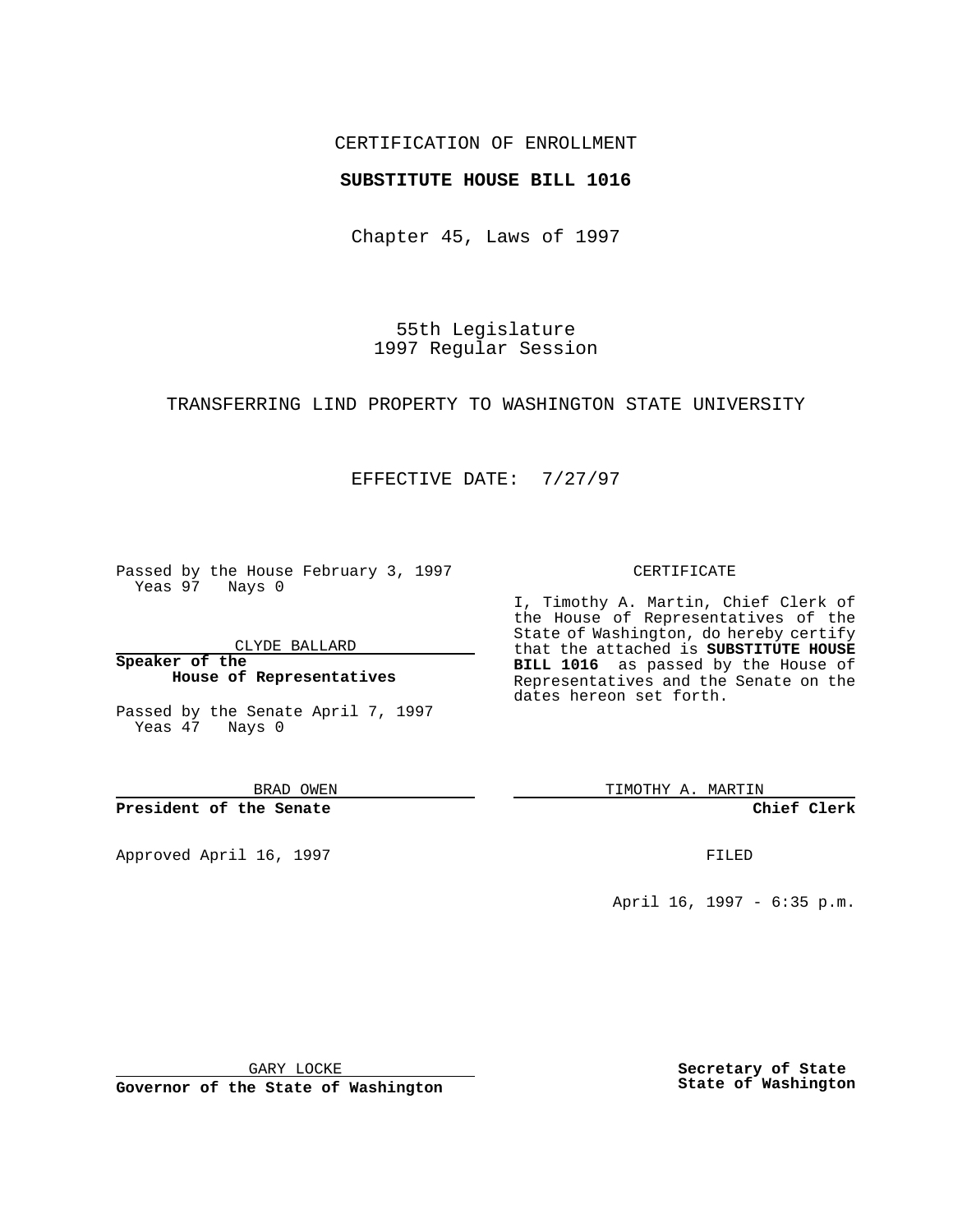CERTIFICATION OF ENROLLMENT

**SUBSTITUTE HOUSE BILL 1016**

Chapter 45, Laws of 1997

55th Legislature
1997 Regular Session

TRANSFERRING LIND PROPERTY TO WASHINGTON STATE UNIVERSITY

EFFECTIVE DATE: 7/27/97

Passed by the House February 3, 1997
Yeas 97 Nays 0

CLYDE BALLARD

**Speaker of the House of Representatives**

Passed by the Senate April 7, 1997
Yeas 47 Nays 0

BRAD OWEN

**President of the Senate**

Approved April 16, 1997

GARY LOCKE

**Governor of the State of Washington**

CERTIFICATE

I, Timothy A. Martin, Chief Clerk of the House of Representatives of the State of Washington, do hereby certify that the attached is **SUBSTITUTE HOUSE BILL 1016** as passed by the House of Representatives and the Senate on the dates hereon set forth.

TIMOTHY A. MARTIN

**Chief Clerk**

FILED

April 16, 1997 - 6:35 p.m.

**Secretary of State State of Washington**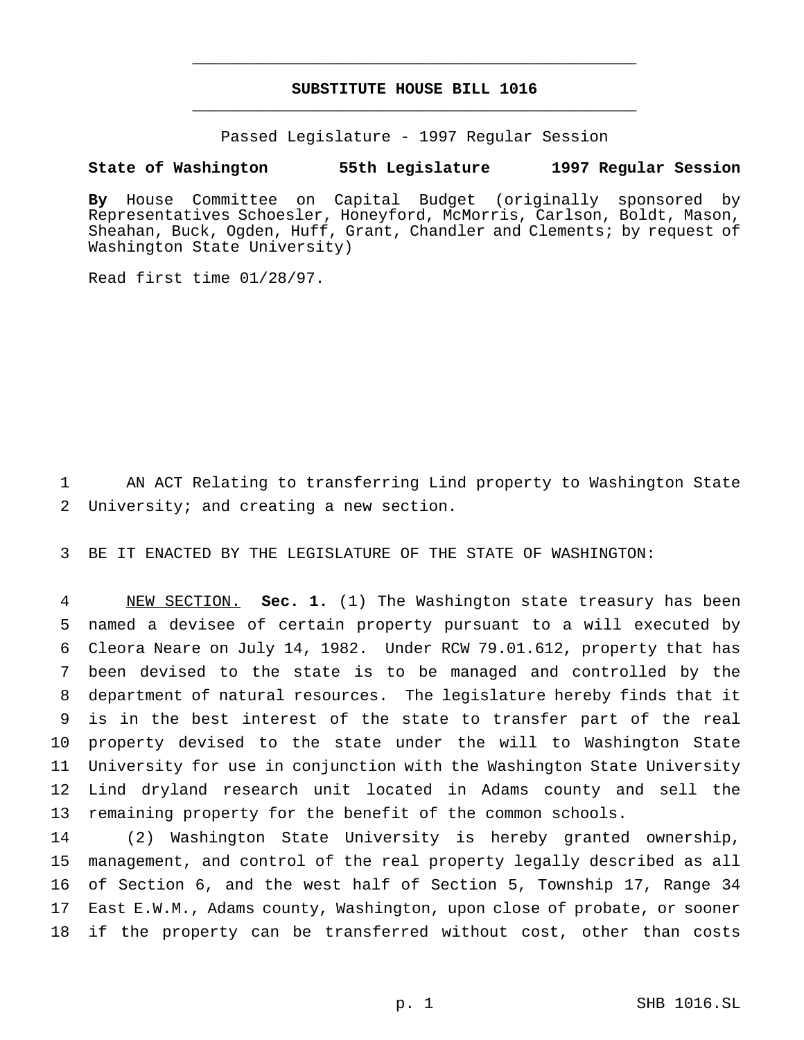# SUBSTITUTE HOUSE BILL 1016

Passed Legislature - 1997 Regular Session

**State of Washington 55th Legislature 1997 Regular Session**

**By** House Committee on Capital Budget (originally sponsored by Representatives Schoesler, Honeyford, McMorris, Carlson, Boldt, Mason, Sheahan, Buck, Ogden, Huff, Grant, Chandler and Clements; by request of Washington State University)

Read first time 01/28/97.

AN ACT Relating to transferring Lind property to Washington State University; and creating a new section.

BE IT ENACTED BY THE LEGISLATURE OF THE STATE OF WASHINGTON:

NEW SECTION. **Sec. 1.** (1) The Washington state treasury has been named a devisee of certain property pursuant to a will executed by Cleora Neare on July 14, 1982. Under RCW 79.01.612, property that has been devised to the state is to be managed and controlled by the department of natural resources. The legislature hereby finds that it is in the best interest of the state to transfer part of the real property devised to the state under the will to Washington State University for use in conjunction with the Washington State University Lind dryland research unit located in Adams county and sell the remaining property for the benefit of the common schools.

(2) Washington State University is hereby granted ownership, management, and control of the real property legally described as all of Section 6, and the west half of Section 5, Township 17, Range 34 East E.W.M., Adams county, Washington, upon close of probate, or sooner if the property can be transferred without cost, other than costs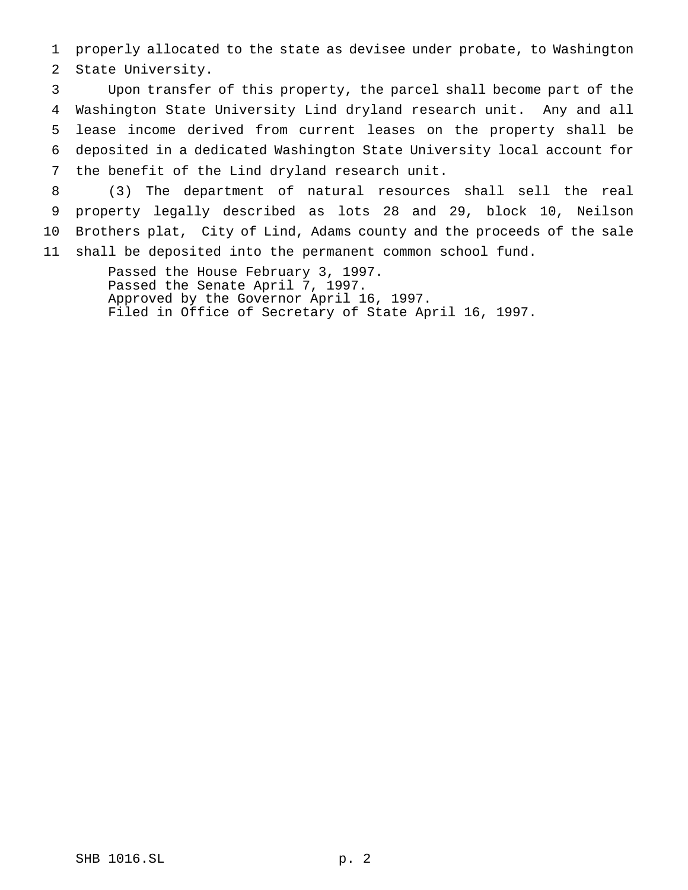properly allocated to the state as devisee under probate, to Washington State University.

Upon transfer of this property, the parcel shall become part of the Washington State University Lind dryland research unit. Any and all lease income derived from current leases on the property shall be deposited in a dedicated Washington State University local account for the benefit of the Lind dryland research unit.

(3) The department of natural resources shall sell the real property legally described as lots 28 and 29, block 10, Neilson Brothers plat, City of Lind, Adams county and the proceeds of the sale shall be deposited into the permanent common school fund.

Passed the House February 3, 1997.
Passed the Senate April 7, 1997.
Approved by the Governor April 16, 1997.
Filed in Office of Secretary of State April 16, 1997.